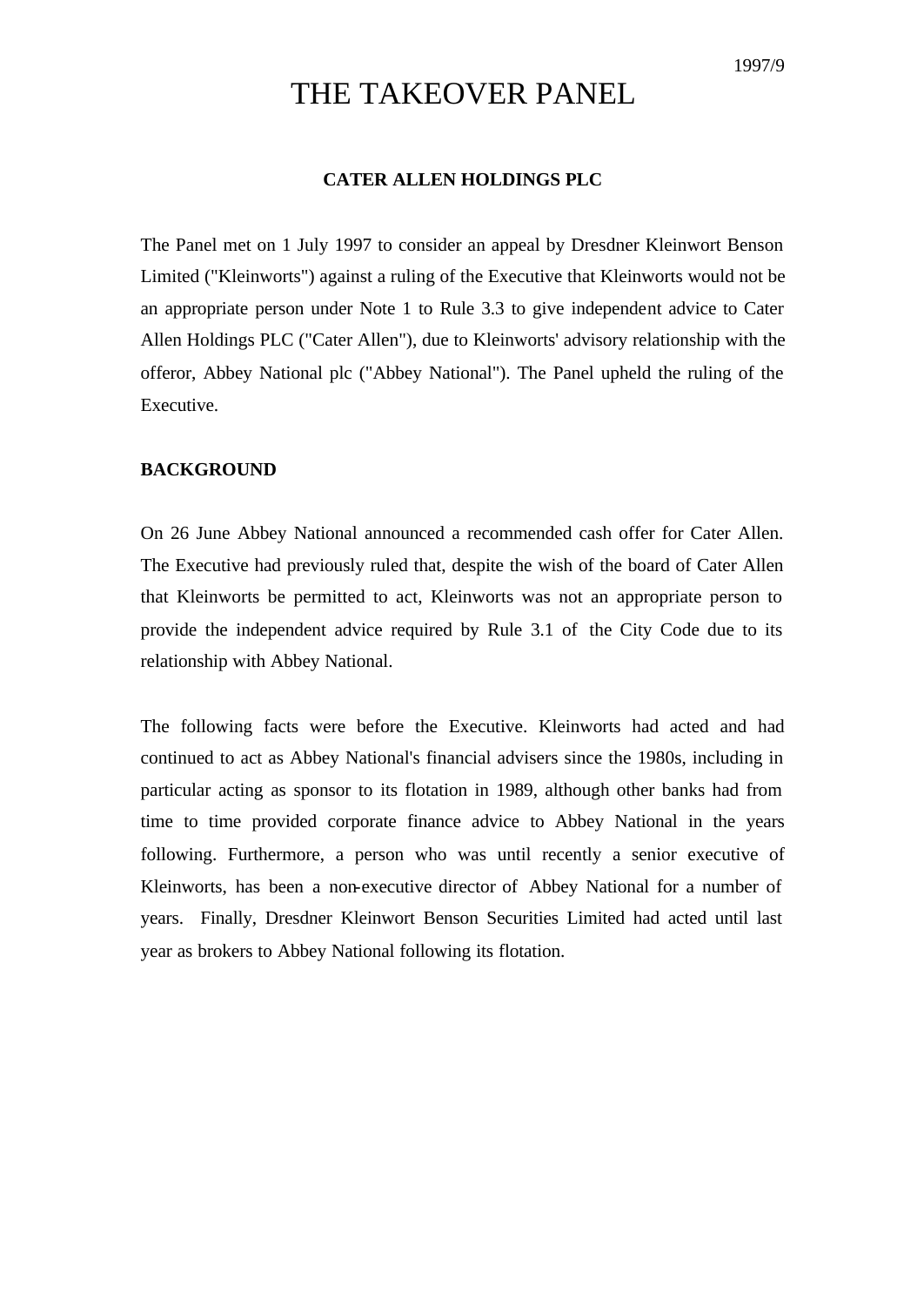1997/9

# THE TAKEOVER PANEL

## CATER ALLEN HOLDINGS PLC

The Panel met on 1 July 1997 to consider an appeal by Dresdner Kleinwort Benson Limited ("Kleinworts") against a ruling of the Executive that Kleinworts would not be an appropriate person under Note 1 to Rule 3.3 to give independent advice to Cater Allen Holdings PLC ("Cater Allen"), due to Kleinworts' advisory relationship with the offeror, Abbey National plc ("Abbey National"). The Panel upheld the ruling of the Executive.

### BACKGROUND

On 26 June Abbey National announced a recommended cash offer for Cater Allen. The Executive had previously ruled that, despite the wish of the board of Cater Allen that Kleinworts be permitted to act, Kleinworts was not an appropriate person to provide the independent advice required by Rule 3.1 of the City Code due to its relationship with Abbey National.

The following facts were before the Executive. Kleinworts had acted and had continued to act as Abbey National's financial advisers since the 1980s, including in particular acting as sponsor to its flotation in 1989, although other banks had from time to time provided corporate finance advice to Abbey National in the years following. Furthermore, a person who was until recently a senior executive of Kleinworts, has been a non-executive director of Abbey National for a number of years. Finally, Dresdner Kleinwort Benson Securities Limited had acted until last year as brokers to Abbey National following its flotation.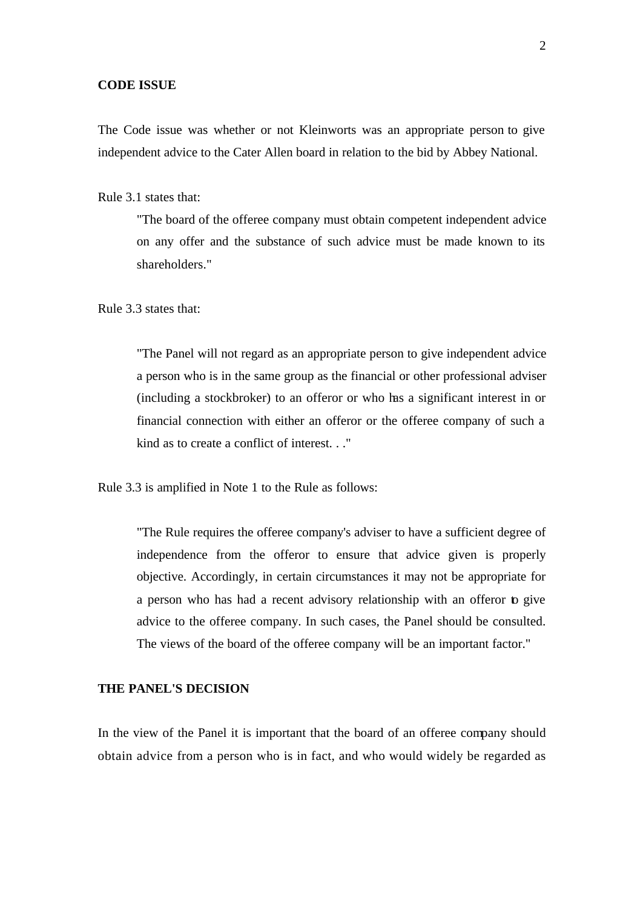**CODE ISSUE**

The Code issue was whether or not Kleinworts was an appropriate person to give independent advice to the Cater Allen board in relation to the bid by Abbey National.

Rule 3.1 states that:

> "The board of the offeree company must obtain competent independent advice on any offer and the substance of such advice must be made known to its shareholders."

Rule 3.3 states that:

> "The Panel will not regard as an appropriate person to give independent advice a person who is in the same group as the financial or other professional adviser (including a stockbroker) to an offeror or who has a significant interest in or financial connection with either an offeror or the offeree company of such a kind as to create a conflict of interest. . ."

Rule 3.3 is amplified in Note 1 to the Rule as follows:

> "The Rule requires the offeree company's adviser to have a sufficient degree of independence from the offeror to ensure that advice given is properly objective. Accordingly, in certain circumstances it may not be appropriate for a person who has had a recent advisory relationship with an offeror to give advice to the offeree company. In such cases, the Panel should be consulted. The views of the board of the offeree company will be an important factor."

**THE PANEL'S DECISION**

In the view of the Panel it is important that the board of an offeree company should obtain advice from a person who is in fact, and who would widely be regarded as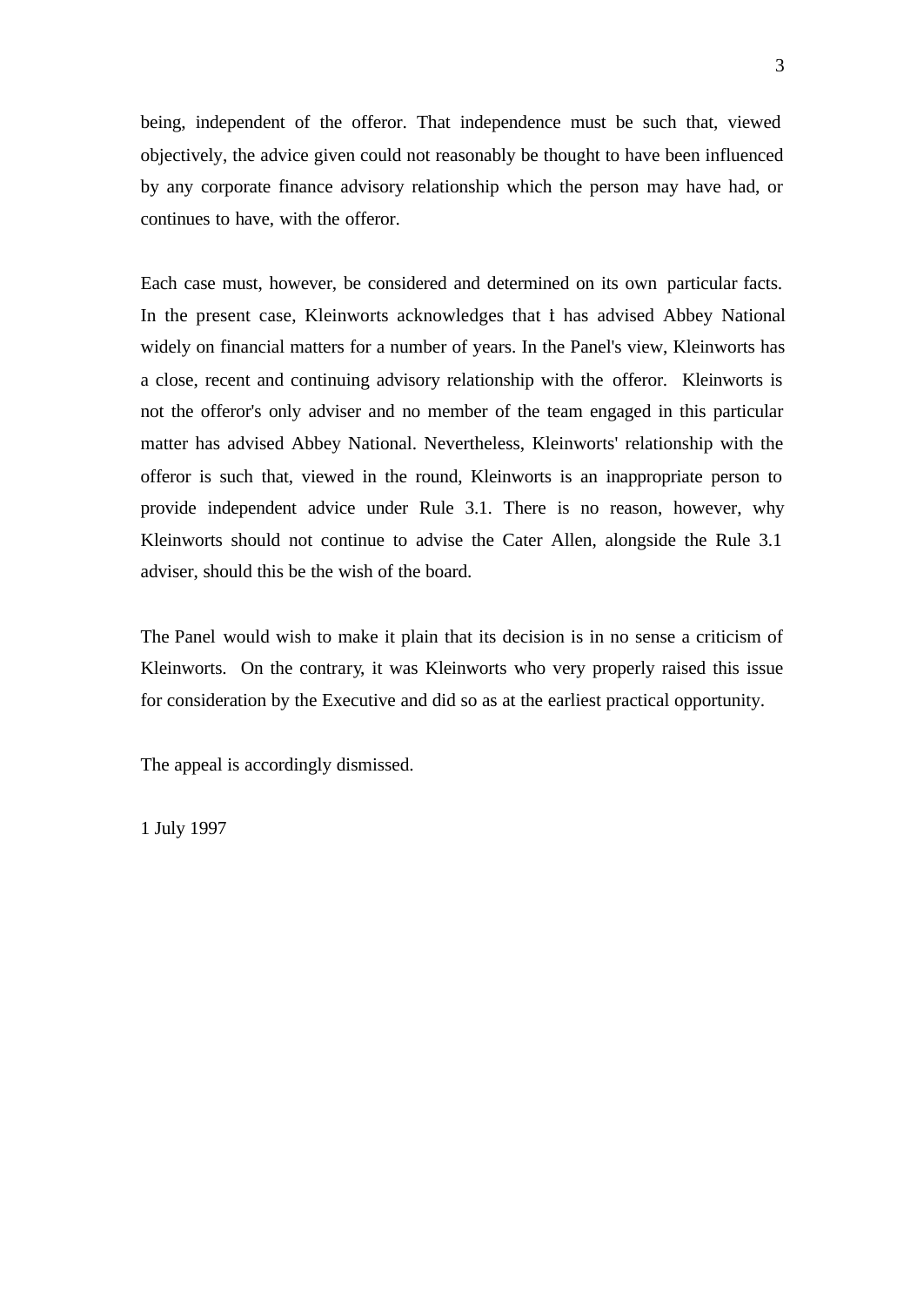being, independent of the offeror. That independence must be such that, viewed objectively, the advice given could not reasonably be thought to have been influenced by any corporate finance advisory relationship which the person may have had, or continues to have, with the offeror.

Each case must, however, be considered and determined on its own particular facts. In the present case, Kleinworts acknowledges that it has advised Abbey National widely on financial matters for a number of years. In the Panel's view, Kleinworts has a close, recent and continuing advisory relationship with the offeror. Kleinworts is not the offeror's only adviser and no member of the team engaged in this particular matter has advised Abbey National. Nevertheless, Kleinworts' relationship with the offeror is such that, viewed in the round, Kleinworts is an inappropriate person to provide independent advice under Rule 3.1. There is no reason, however, why Kleinworts should not continue to advise the Cater Allen, alongside the Rule 3.1 adviser, should this be the wish of the board.

The Panel would wish to make it plain that its decision is in no sense a criticism of Kleinworts. On the contrary, it was Kleinworts who very properly raised this issue for consideration by the Executive and did so as at the earliest practical opportunity.

The appeal is accordingly dismissed.

1 July 1997